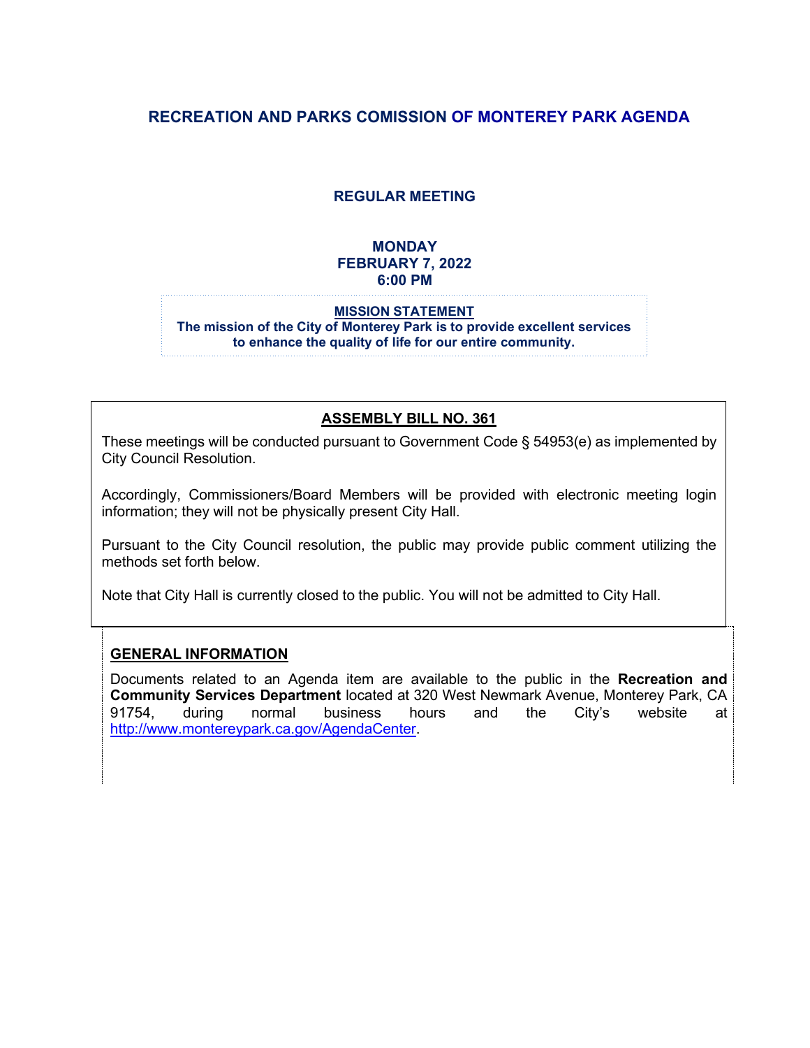# RECREATION AND PARKS COMISSION OF MONTEREY PARK AGENDA

## REGULAR MEETING

**MONDAY**
**FEBRUARY 7, 2022**
**6:00 PM**

**MISSION STATEMENT**
**The mission of the City of Monterey Park is to provide excellent services to enhance the quality of life for our entire community.**

## ASSEMBLY BILL NO. 361

These meetings will be conducted pursuant to Government Code § 54953(e) as implemented by City Council Resolution.

Accordingly, Commissioners/Board Members will be provided with electronic meeting login information; they will not be physically present City Hall.

Pursuant to the City Council resolution, the public may provide public comment utilizing the methods set forth below.

Note that City Hall is currently closed to the public. You will not be admitted to City Hall.

## GENERAL INFORMATION

Documents related to an Agenda item are available to the public in the **Recreation and Community Services Department** located at 320 West Newmark Avenue, Monterey Park, CA 91754, during normal business hours and the City's website at http://www.montereypark.ca.gov/AgendaCenter.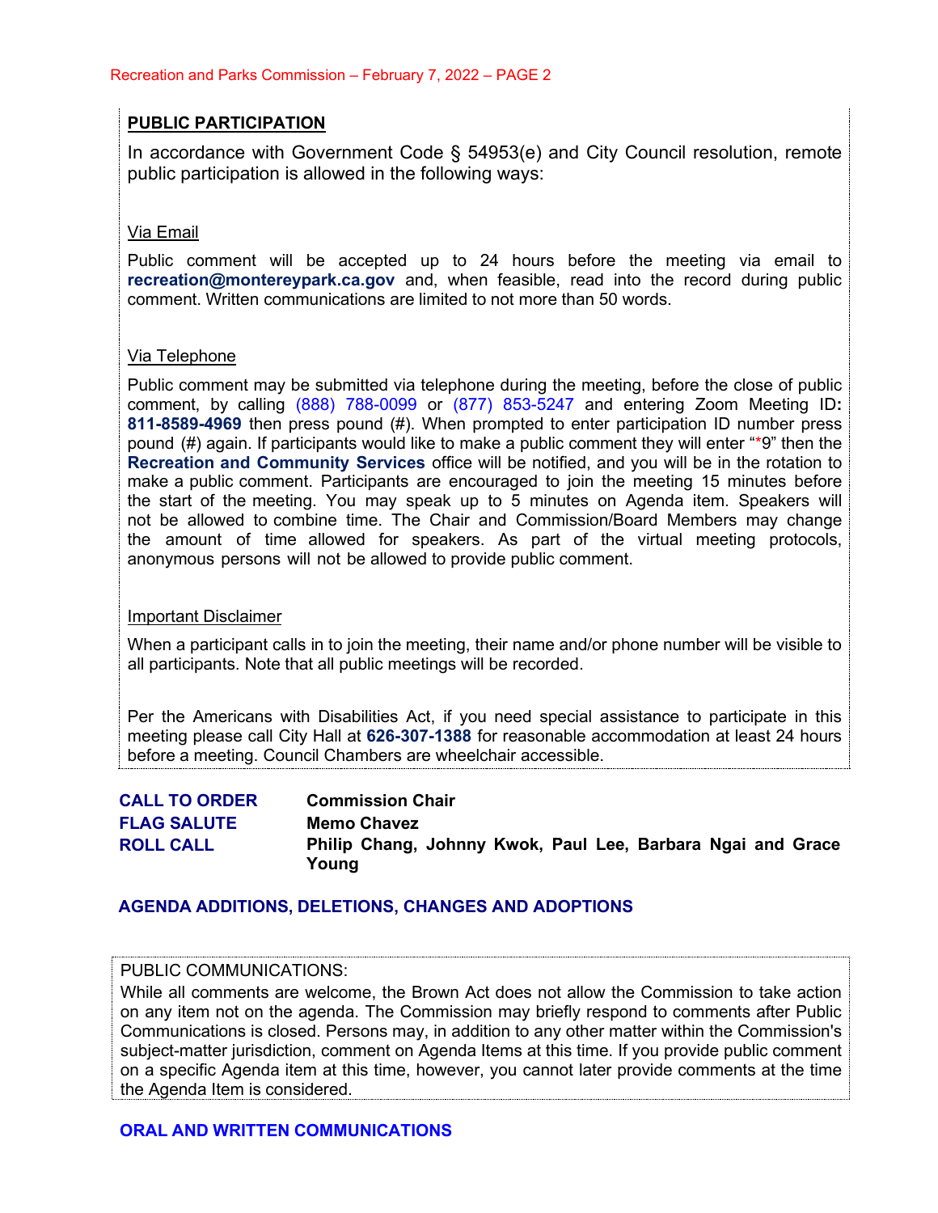## PUBLIC PARTICIPATION

In accordance with Government Code § 54953(e) and City Council resolution, remote public participation is allowed in the following ways:

Via Email

Public comment will be accepted up to 24 hours before the meeting via email to **recreation@montereypark.ca.gov** and, when feasible, read into the record during public comment. Written communications are limited to not more than 50 words.

Via Telephone

Public comment may be submitted via telephone during the meeting, before the close of public comment, by calling (888) 788-0099 or (877) 853-5247 and entering Zoom Meeting ID: **811-8589-4969** then press pound (#). When prompted to enter participation ID number press pound (#) again. If participants would like to make a public comment they will enter "*9" then the **Recreation and Community Services** office will be notified, and you will be in the rotation to make a public comment. Participants are encouraged to join the meeting 15 minutes before the start of the meeting. You may speak up to 5 minutes on Agenda item. Speakers will not be allowed to combine time. The Chair and Commission/Board Members may change the amount of time allowed for speakers. As part of the virtual meeting protocols, anonymous persons will not be allowed to provide public comment.

Important Disclaimer

When a participant calls in to join the meeting, their name and/or phone number will be visible to all participants. Note that all public meetings will be recorded.

Per the Americans with Disabilities Act, if you need special assistance to participate in this meeting please call City Hall at **626-307-1388** for reasonable accommodation at least 24 hours before a meeting. Council Chambers are wheelchair accessible.

**CALL TO ORDER** — **Commission Chair**
**FLAG SALUTE** — **Memo Chavez**
**ROLL CALL** — **Philip Chang, Johnny Kwok, Paul Lee, Barbara Ngai and Grace Young**

## AGENDA ADDITIONS, DELETIONS, CHANGES AND ADOPTIONS

PUBLIC COMMUNICATIONS:
While all comments are welcome, the Brown Act does not allow the Commission to take action on any item not on the agenda. The Commission may briefly respond to comments after Public Communications is closed. Persons may, in addition to any other matter within the Commission's subject-matter jurisdiction, comment on Agenda Items at this time. If you provide public comment on a specific Agenda item at this time, however, you cannot later provide comments at the time the Agenda Item is considered.

## ORAL AND WRITTEN COMMUNICATIONS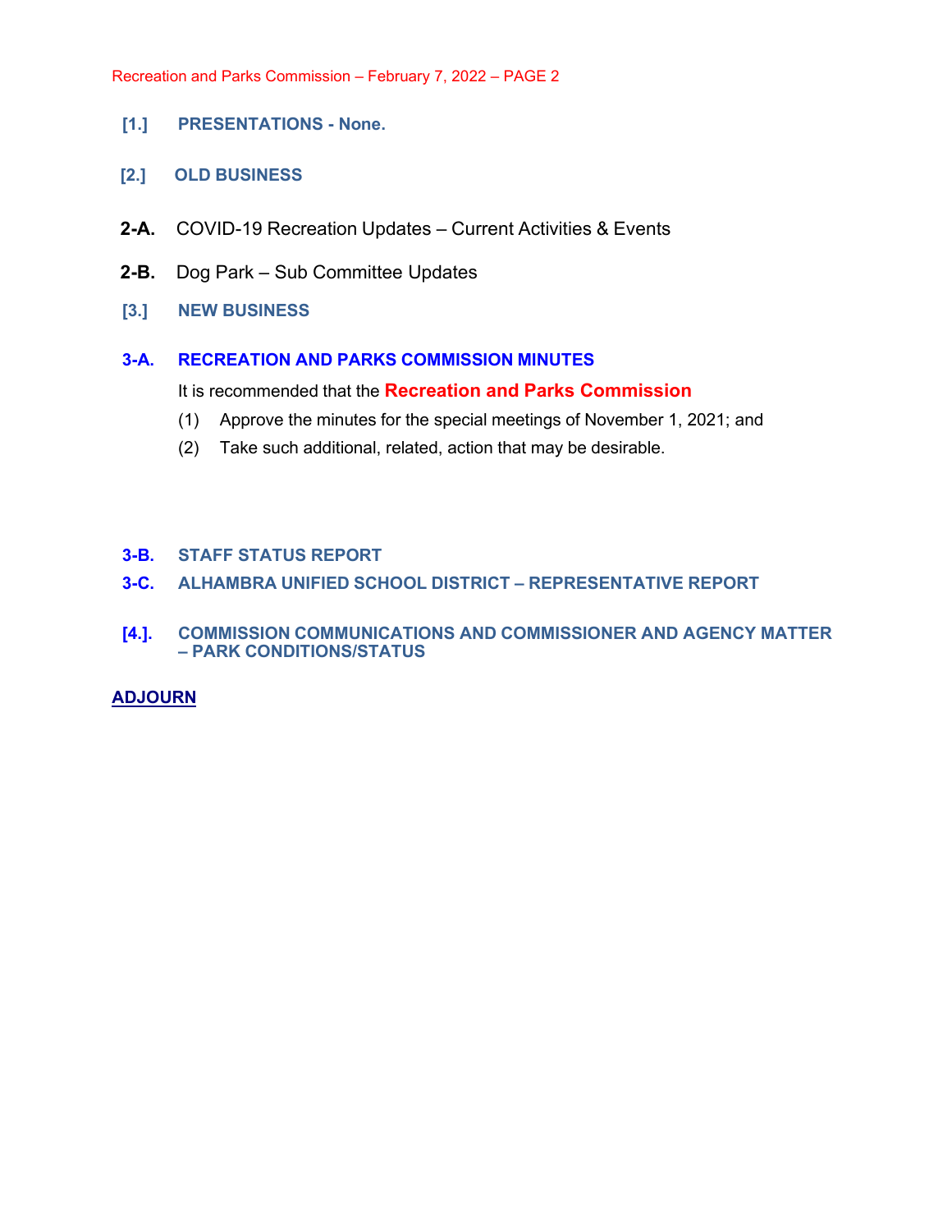**[1.] PRESENTATIONS - None.**

**[2.] OLD BUSINESS**

**2-A.** COVID-19 Recreation Updates – Current Activities & Events

**2-B.** Dog Park – Sub Committee Updates

**[3.] NEW BUSINESS**

**3-A. RECREATION AND PARKS COMMISSION MINUTES**

It is recommended that the **Recreation and Parks Commission**

(1) Approve the minutes for the special meetings of November 1, 2021; and

(2) Take such additional, related, action that may be desirable.

**3-B. STAFF STATUS REPORT**

**3-C. ALHAMBRA UNIFIED SCHOOL DISTRICT – REPRESENTATIVE REPORT**

**[4.]. COMMISSION COMMUNICATIONS AND COMMISSIONER AND AGENCY MATTER – PARK CONDITIONS/STATUS**

**ADJOURN**